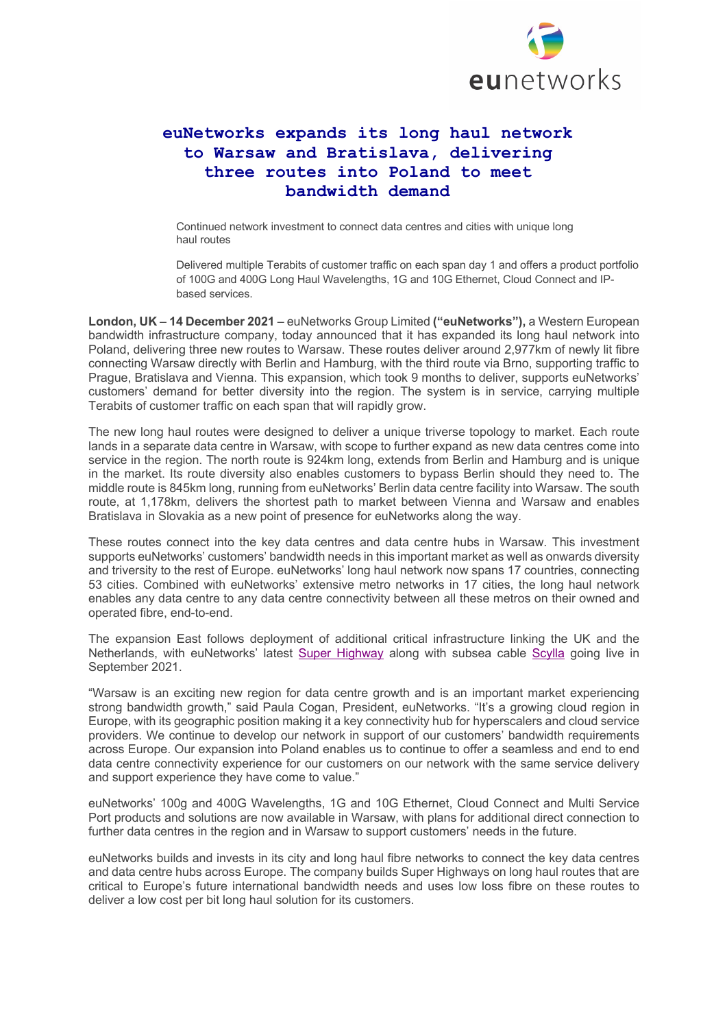# euNetworks expands its long haul network to Warsaw and Bratislava, delivering three routes into Poland to meet bandwidth demand

Continued network investment to connect data centres and cities with unique long haul routes

Delivered multiple Terabits of customer traffic on each span day 1 and offers a product portfolio of 100G and 400G Long Haul Wavelengths, 1G and 10G Ethernet, Cloud Connect and IP-based services.

**London, UK** – **14 December 2021** – euNetworks Group Limited **("euNetworks"),** a Western European bandwidth infrastructure company, today announced that it has expanded its long haul network into Poland, delivering three new routes to Warsaw. These routes deliver around 2,977km of newly lit fibre connecting Warsaw directly with Berlin and Hamburg, with the third route via Brno, supporting traffic to Prague, Bratislava and Vienna. This expansion, which took 9 months to deliver, supports euNetworks' customers' demand for better diversity into the region. The system is in service, carrying multiple Terabits of customer traffic on each span that will rapidly grow.

The new long haul routes were designed to deliver a unique triverse topology to market. Each route lands in a separate data centre in Warsaw, with scope to further expand as new data centres come into service in the region. The north route is 924km long, extends from Berlin and Hamburg and is unique in the market. Its route diversity also enables customers to bypass Berlin should they need to. The middle route is 845km long, running from euNetworks' Berlin data centre facility into Warsaw. The south route, at 1,178km, delivers the shortest path to market between Vienna and Warsaw and enables Bratislava in Slovakia as a new point of presence for euNetworks along the way.

These routes connect into the key data centres and data centre hubs in Warsaw. This investment supports euNetworks' customers' bandwidth needs in this important market as well as onwards diversity and triversity to the rest of Europe. euNetworks' long haul network now spans 17 countries, connecting 53 cities. Combined with euNetworks' extensive metro networks in 17 cities, the long haul network enables any data centre to any data centre connectivity between all these metros on their owned and operated fibre, end-to-end.

The expansion East follows deployment of additional critical infrastructure linking the UK and the Netherlands, with euNetworks' latest Super Highway along with subsea cable Scylla going live in September 2021.

"Warsaw is an exciting new region for data centre growth and is an important market experiencing strong bandwidth growth," said Paula Cogan, President, euNetworks. "It's a growing cloud region in Europe, with its geographic position making it a key connectivity hub for hyperscalers and cloud service providers. We continue to develop our network in support of our customers' bandwidth requirements across Europe. Our expansion into Poland enables us to continue to offer a seamless and end to end data centre connectivity experience for our customers on our network with the same service delivery and support experience they have come to value."

euNetworks' 100g and 400G Wavelengths, 1G and 10G Ethernet, Cloud Connect and Multi Service Port products and solutions are now available in Warsaw, with plans for additional direct connection to further data centres in the region and in Warsaw to support customers' needs in the future.

euNetworks builds and invests in its city and long haul fibre networks to connect the key data centres and data centre hubs across Europe. The company builds Super Highways on long haul routes that are critical to Europe's future international bandwidth needs and uses low loss fibre on these routes to deliver a low cost per bit long haul solution for its customers.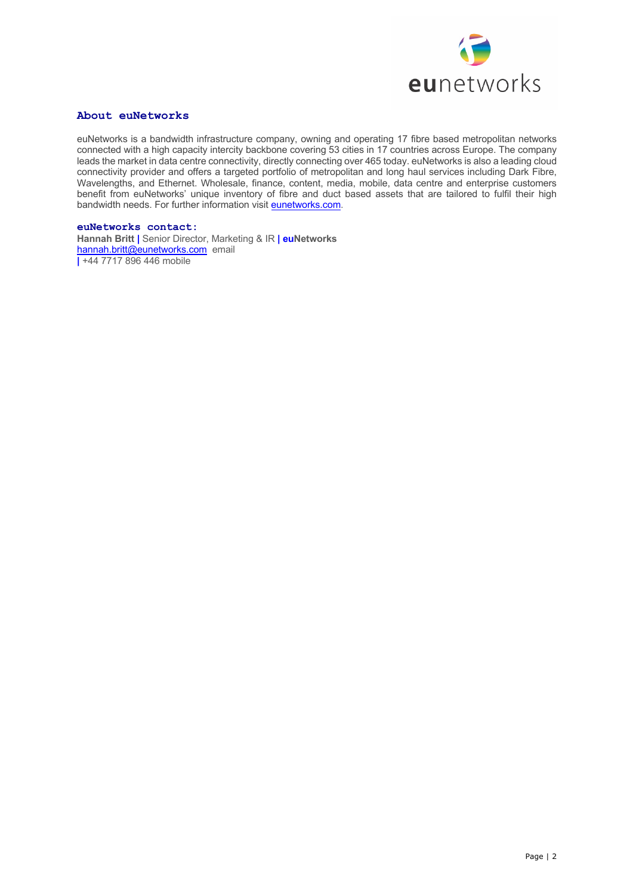## About euNetworks

euNetworks is a bandwidth infrastructure company, owning and operating 17 fibre based metropolitan networks connected with a high capacity intercity backbone covering 53 cities in 17 countries across Europe. The company leads the market in data centre connectivity, directly connecting over 465 today. euNetworks is also a leading cloud connectivity provider and offers a targeted portfolio of metropolitan and long haul services including Dark Fibre, Wavelengths, and Ethernet. Wholesale, finance, content, media, mobile, data centre and enterprise customers benefit from euNetworks' unique inventory of fibre and duct based assets that are tailored to fulfil their high bandwidth needs. For further information visit eunetworks.com.

**euNetworks contact:**
**Hannah Britt |** Senior Director, Marketing & IR **| euNetworks**
hannah.britt@eunetworks.com email
| +44 7717 896 446 mobile